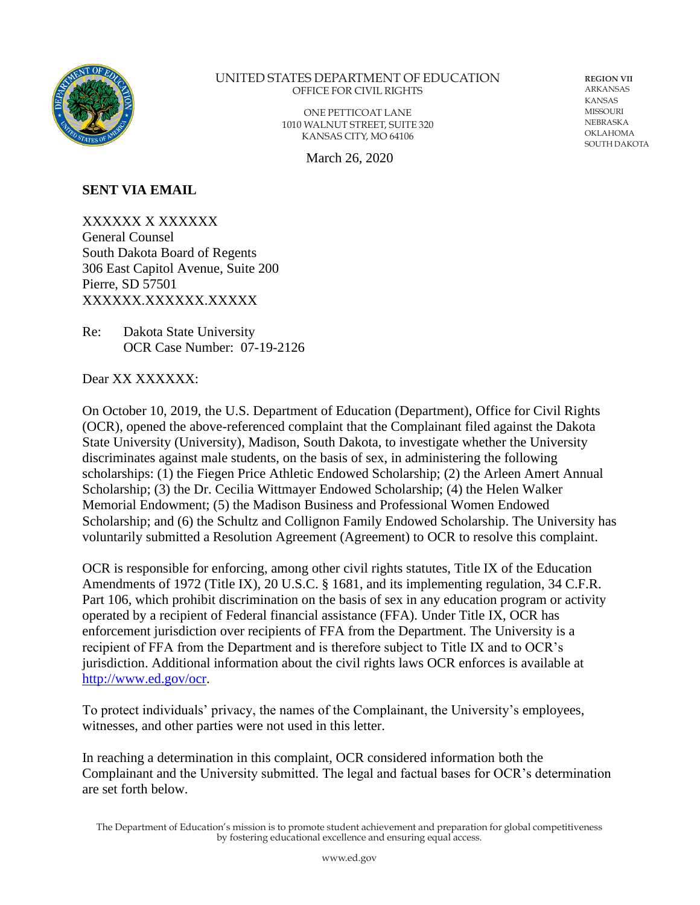UNITED STATES DEPARTMENT OF EDUCATION
OFFICE FOR CIVIL RIGHTS

ONE PETTICOAT LANE
1010 WALNUT STREET, SUITE 320
KANSAS CITY, MO 64106

**REGION VII**
ARKANSAS
KANSAS
MISSOURI
NEBRASKA
OKLAHOMA
SOUTH DAKOTA

March 26, 2020

**SENT VIA EMAIL**

XXXXXX X XXXXXX
General Counsel
South Dakota Board of Regents
306 East Capitol Avenue, Suite 200
Pierre, SD 57501
XXXXXX.XXXXXX.XXXXX

Re: Dakota State University
OCR Case Number: 07-19-2126

Dear XX XXXXXX:

On October 10, 2019, the U.S. Department of Education (Department), Office for Civil Rights (OCR), opened the above-referenced complaint that the Complainant filed against the Dakota State University (University), Madison, South Dakota, to investigate whether the University discriminates against male students, on the basis of sex, in administering the following scholarships: (1) the Fiegen Price Athletic Endowed Scholarship; (2) the Arleen Amert Annual Scholarship; (3) the Dr. Cecilia Wittmayer Endowed Scholarship; (4) the Helen Walker Memorial Endowment; (5) the Madison Business and Professional Women Endowed Scholarship; and (6) the Schultz and Collignon Family Endowed Scholarship. The University has voluntarily submitted a Resolution Agreement (Agreement) to OCR to resolve this complaint.

OCR is responsible for enforcing, among other civil rights statutes, Title IX of the Education Amendments of 1972 (Title IX), 20 U.S.C. § 1681, and its implementing regulation, 34 C.F.R. Part 106, which prohibit discrimination on the basis of sex in any education program or activity operated by a recipient of Federal financial assistance (FFA). Under Title IX, OCR has enforcement jurisdiction over recipients of FFA from the Department. The University is a recipient of FFA from the Department and is therefore subject to Title IX and to OCR's jurisdiction. Additional information about the civil rights laws OCR enforces is available at http://www.ed.gov/ocr.

To protect individuals' privacy, the names of the Complainant, the University's employees, witnesses, and other parties were not used in this letter.

In reaching a determination in this complaint, OCR considered information both the Complainant and the University submitted. The legal and factual bases for OCR's determination are set forth below.

The Department of Education's mission is to promote student achievement and preparation for global competitiveness by fostering educational excellence and ensuring equal access.

www.ed.gov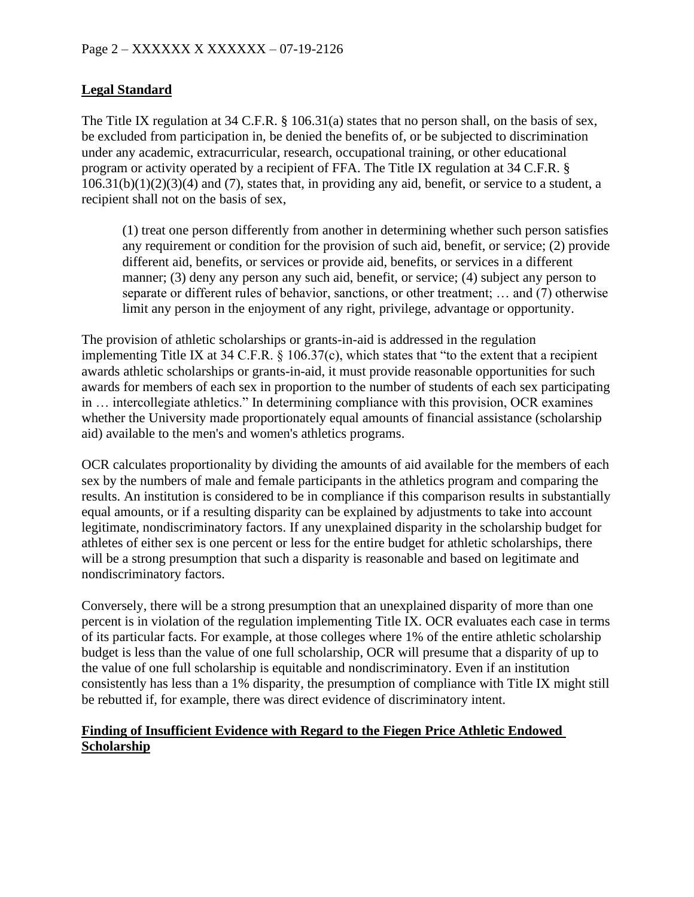**Legal Standard**

The Title IX regulation at 34 C.F.R. § 106.31(a) states that no person shall, on the basis of sex, be excluded from participation in, be denied the benefits of, or be subjected to discrimination under any academic, extracurricular, research, occupational training, or other educational program or activity operated by a recipient of FFA. The Title IX regulation at 34 C.F.R. § 106.31(b)(1)(2)(3)(4) and (7), states that, in providing any aid, benefit, or service to a student, a recipient shall not on the basis of sex,

> (1) treat one person differently from another in determining whether such person satisfies any requirement or condition for the provision of such aid, benefit, or service; (2) provide different aid, benefits, or services or provide aid, benefits, or services in a different manner; (3) deny any person any such aid, benefit, or service; (4) subject any person to separate or different rules of behavior, sanctions, or other treatment; … and (7) otherwise limit any person in the enjoyment of any right, privilege, advantage or opportunity.

The provision of athletic scholarships or grants-in-aid is addressed in the regulation implementing Title IX at 34 C.F.R. § 106.37(c), which states that "to the extent that a recipient awards athletic scholarships or grants-in-aid, it must provide reasonable opportunities for such awards for members of each sex in proportion to the number of students of each sex participating in … intercollegiate athletics." In determining compliance with this provision, OCR examines whether the University made proportionately equal amounts of financial assistance (scholarship aid) available to the men's and women's athletics programs.

OCR calculates proportionality by dividing the amounts of aid available for the members of each sex by the numbers of male and female participants in the athletics program and comparing the results. An institution is considered to be in compliance if this comparison results in substantially equal amounts, or if a resulting disparity can be explained by adjustments to take into account legitimate, nondiscriminatory factors. If any unexplained disparity in the scholarship budget for athletes of either sex is one percent or less for the entire budget for athletic scholarships, there will be a strong presumption that such a disparity is reasonable and based on legitimate and nondiscriminatory factors.

Conversely, there will be a strong presumption that an unexplained disparity of more than one percent is in violation of the regulation implementing Title IX. OCR evaluates each case in terms of its particular facts. For example, at those colleges where 1% of the entire athletic scholarship budget is less than the value of one full scholarship, OCR will presume that a disparity of up to the value of one full scholarship is equitable and nondiscriminatory. Even if an institution consistently has less than a 1% disparity, the presumption of compliance with Title IX might still be rebutted if, for example, there was direct evidence of discriminatory intent.

**Finding of Insufficient Evidence with Regard to the Fiegen Price Athletic Endowed Scholarship**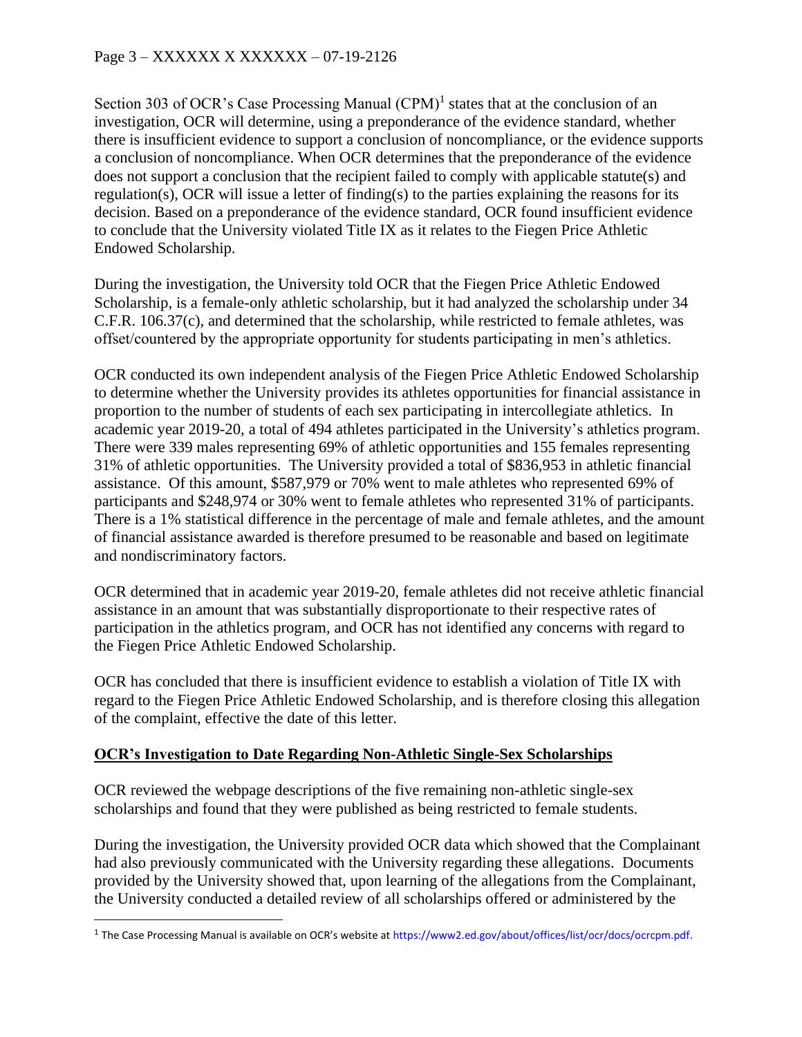Section 303 of OCR's Case Processing Manual (CPM)[1] states that at the conclusion of an investigation, OCR will determine, using a preponderance of the evidence standard, whether there is insufficient evidence to support a conclusion of noncompliance, or the evidence supports a conclusion of noncompliance. When OCR determines that the preponderance of the evidence does not support a conclusion that the recipient failed to comply with applicable statute(s) and regulation(s), OCR will issue a letter of finding(s) to the parties explaining the reasons for its decision. Based on a preponderance of the evidence standard, OCR found insufficient evidence to conclude that the University violated Title IX as it relates to the Fiegen Price Athletic Endowed Scholarship.

During the investigation, the University told OCR that the Fiegen Price Athletic Endowed Scholarship, is a female-only athletic scholarship, but it had analyzed the scholarship under 34 C.F.R. 106.37(c), and determined that the scholarship, while restricted to female athletes, was offset/countered by the appropriate opportunity for students participating in men's athletics.

OCR conducted its own independent analysis of the Fiegen Price Athletic Endowed Scholarship to determine whether the University provides its athletes opportunities for financial assistance in proportion to the number of students of each sex participating in intercollegiate athletics. In academic year 2019-20, a total of 494 athletes participated in the University's athletics program. There were 339 males representing 69% of athletic opportunities and 155 females representing 31% of athletic opportunities. The University provided a total of $836,953 in athletic financial assistance. Of this amount, $587,979 or 70% went to male athletes who represented 69% of participants and $248,974 or 30% went to female athletes who represented 31% of participants. There is a 1% statistical difference in the percentage of male and female athletes, and the amount of financial assistance awarded is therefore presumed to be reasonable and based on legitimate and nondiscriminatory factors.

OCR determined that in academic year 2019-20, female athletes did not receive athletic financial assistance in an amount that was substantially disproportionate to their respective rates of participation in the athletics program, and OCR has not identified any concerns with regard to the Fiegen Price Athletic Endowed Scholarship.

OCR has concluded that there is insufficient evidence to establish a violation of Title IX with regard to the Fiegen Price Athletic Endowed Scholarship, and is therefore closing this allegation of the complaint, effective the date of this letter.

## **OCR's Investigation to Date Regarding Non-Athletic Single-Sex Scholarships**

OCR reviewed the webpage descriptions of the five remaining non-athletic single-sex scholarships and found that they were published as being restricted to female students.

During the investigation, the University provided OCR data which showed that the Complainant had also previously communicated with the University regarding these allegations. Documents provided by the University showed that, upon learning of the allegations from the Complainant, the University conducted a detailed review of all scholarships offered or administered by the

[1] The Case Processing Manual is available on OCR's website at https://www2.ed.gov/about/offices/list/ocr/docs/ocrcpm.pdf.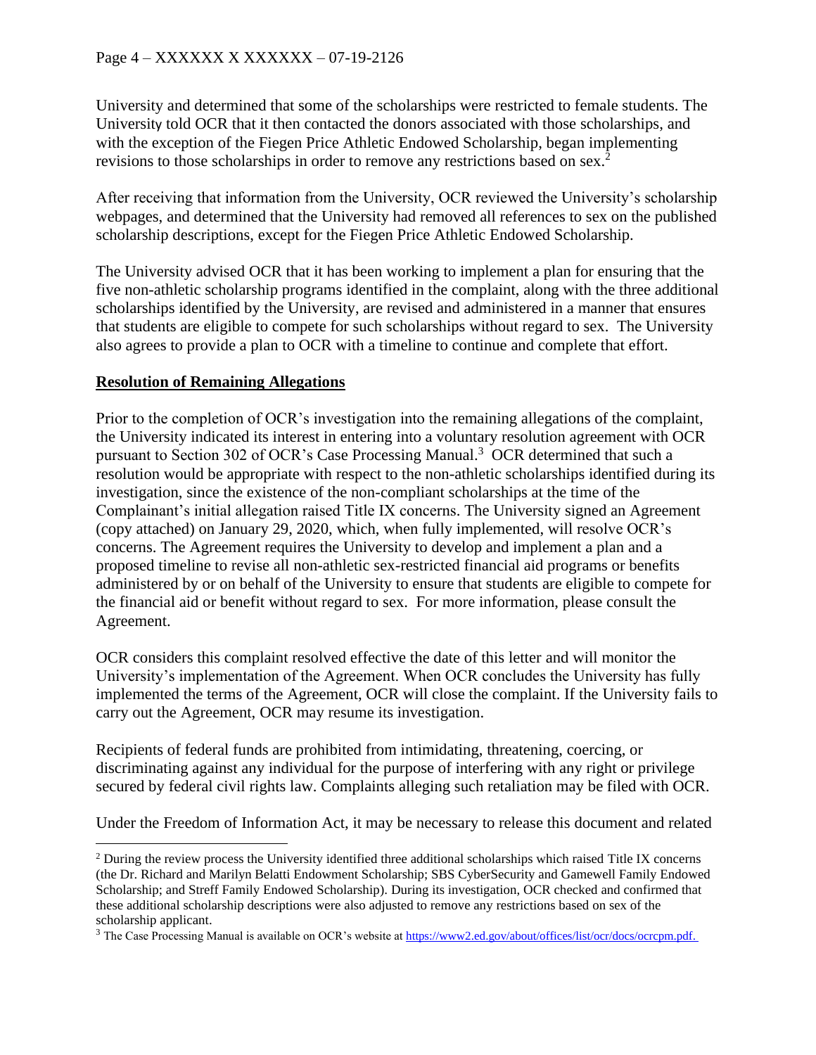University and determined that some of the scholarships were restricted to female students. The University told OCR that it then contacted the donors associated with those scholarships, and with the exception of the Fiegen Price Athletic Endowed Scholarship, began implementing revisions to those scholarships in order to remove any restrictions based on sex.[2]

After receiving that information from the University, OCR reviewed the University's scholarship webpages, and determined that the University had removed all references to sex on the published scholarship descriptions, except for the Fiegen Price Athletic Endowed Scholarship.

The University advised OCR that it has been working to implement a plan for ensuring that the five non-athletic scholarship programs identified in the complaint, along with the three additional scholarships identified by the University, are revised and administered in a manner that ensures that students are eligible to compete for such scholarships without regard to sex. The University also agrees to provide a plan to OCR with a timeline to continue and complete that effort.

**Resolution of Remaining Allegations**

Prior to the completion of OCR's investigation into the remaining allegations of the complaint, the University indicated its interest in entering into a voluntary resolution agreement with OCR pursuant to Section 302 of OCR's Case Processing Manual.[3] OCR determined that such a resolution would be appropriate with respect to the non-athletic scholarships identified during its investigation, since the existence of the non-compliant scholarships at the time of the Complainant's initial allegation raised Title IX concerns. The University signed an Agreement (copy attached) on January 29, 2020, which, when fully implemented, will resolve OCR's concerns. The Agreement requires the University to develop and implement a plan and a proposed timeline to revise all non-athletic sex-restricted financial aid programs or benefits administered by or on behalf of the University to ensure that students are eligible to compete for the financial aid or benefit without regard to sex. For more information, please consult the Agreement.

OCR considers this complaint resolved effective the date of this letter and will monitor the University's implementation of the Agreement. When OCR concludes the University has fully implemented the terms of the Agreement, OCR will close the complaint. If the University fails to carry out the Agreement, OCR may resume its investigation.

Recipients of federal funds are prohibited from intimidating, threatening, coercing, or discriminating against any individual for the purpose of interfering with any right or privilege secured by federal civil rights law. Complaints alleging such retaliation may be filed with OCR.

Under the Freedom of Information Act, it may be necessary to release this document and related

---

[2] During the review process the University identified three additional scholarships which raised Title IX concerns (the Dr. Richard and Marilyn Belatti Endowment Scholarship; SBS CyberSecurity and Gamewell Family Endowed Scholarship; and Streff Family Endowed Scholarship). During its investigation, OCR checked and confirmed that these additional scholarship descriptions were also adjusted to remove any restrictions based on sex of the scholarship applicant.

[3] The Case Processing Manual is available on OCR's website at https://www2.ed.gov/about/offices/list/ocr/docs/ocrcpm.pdf.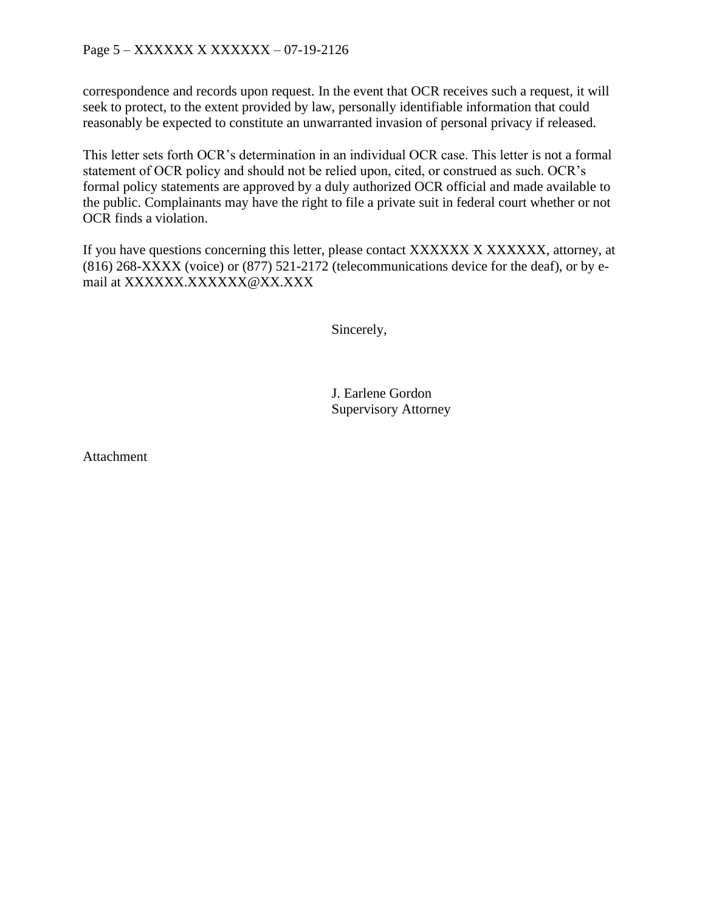correspondence and records upon request. In the event that OCR receives such a request, it will seek to protect, to the extent provided by law, personally identifiable information that could reasonably be expected to constitute an unwarranted invasion of personal privacy if released.

This letter sets forth OCR's determination in an individual OCR case. This letter is not a formal statement of OCR policy and should not be relied upon, cited, or construed as such. OCR's formal policy statements are approved by a duly authorized OCR official and made available to the public. Complainants may have the right to file a private suit in federal court whether or not OCR finds a violation.

If you have questions concerning this letter, please contact XXXXXX X XXXXXX, attorney, at (816) 268-XXXX (voice) or (877) 521-2172 (telecommunications device for the deaf), or by e-mail at XXXXXX.XXXXXX@XX.XXX

Sincerely,

J. Earlene Gordon
Supervisory Attorney

Attachment